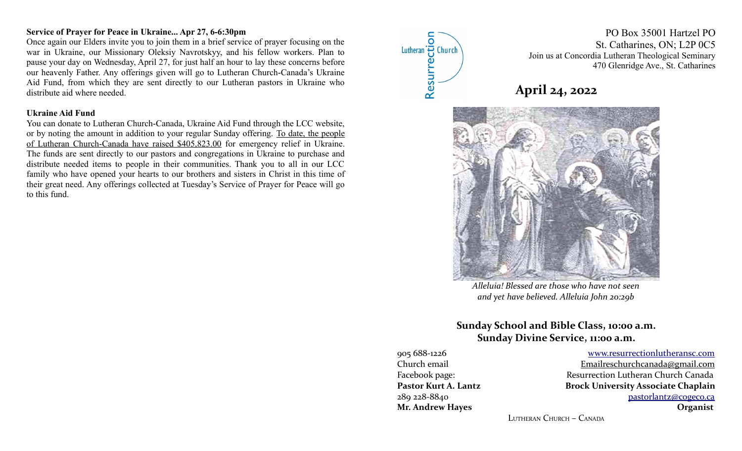**Service of Prayer for Peace in Ukraine... Apr 27, 6-6:30pm**

Once again our Elders invite you to join them in a brief service of prayer focusing on the war in Ukraine, our Missionary Oleksiy Navrotskyy, and his fellow workers. Plan to pause your day on Wednesday, April 27, for just half an hour to lay these concerns before our heavenly Father. Any offerings given will go to Lutheran Church-Canada's Ukraine Aid Fund, from which they are sent directly to our Lutheran pastors in Ukraine who distribute aid where needed.

**Ukraine Aid Fund**

You can donate to Lutheran Church-Canada, Ukraine Aid Fund through the LCC website, or by noting the amount in addition to your regular Sunday offering. To date, the people of Lutheran Church-Canada have raised $405,823.00 for emergency relief in Ukraine. The funds are sent directly to our pastors and congregations in Ukraine to purchase and distribute needed items to people in their communities. Thank you to all in our LCC family who have opened your hearts to our brothers and sisters in Christ in this time of their great need. Any offerings collected at Tuesday's Service of Prayer for Peace will go to this fund.

Resurrection Lutheran Church

PO Box 35001 Hartzel PO
St. Catharines, ON; L2P 0C5
Join us at Concordia Lutheran Theological Seminary
470 Glenridge Ave., St. Catharines

# April 24, 2022

*Alleluia! Blessed are those who have not seen and yet have believed. Alleluia John 20:29b*

**Sunday School and Bible Class, 10:00 a.m.**
**Sunday Divine Service, 11:00 a.m.**

905 688-1226 — www.resurrectionlutheransc.com
Church email — Emailreschurchcanada@gmail.com
Facebook page: — Resurrection Lutheran Church Canada
**Pastor Kurt A. Lantz** — **Brock University Associate Chaplain**
289 228-8840 — pastorlantz@cogeco.ca
**Mr. Andrew Hayes** — **Organist**

Lutheran Church – Canada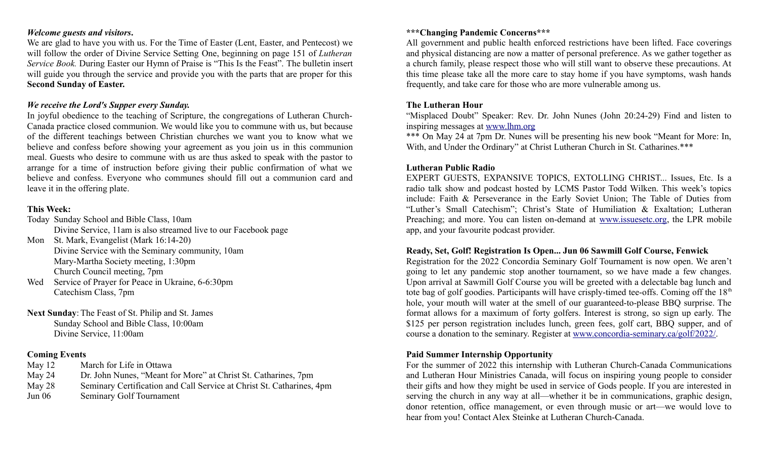***Welcome guests and visitors.***

We are glad to have you with us. For the Time of Easter (Lent, Easter, and Pentecost) we will follow the order of Divine Service Setting One, beginning on page 151 of *Lutheran Service Book.* During Easter our Hymn of Praise is "This Is the Feast". The bulletin insert will guide you through the service and provide you with the parts that are proper for this **Second Sunday of Easter.**

***We receive the Lord's Supper every Sunday.***

In joyful obedience to the teaching of Scripture, the congregations of Lutheran Church-Canada practice closed communion. We would like you to commune with us, but because of the different teachings between Christian churches we want you to know what we believe and confess before showing your agreement as you join us in this communion meal. Guests who desire to commune with us are thus asked to speak with the pastor to arrange for a time of instruction before giving their public confirmation of what we believe and confess. Everyone who communes should fill out a communion card and leave it in the offering plate.

**This Week:**

Today Sunday School and Bible Class, 10am
Divine Service, 11am is also streamed live to our Facebook page

Mon St. Mark, Evangelist (Mark 16:14-20)
Divine Service with the Seminary community, 10am
Mary-Martha Society meeting, 1:30pm
Church Council meeting, 7pm

Wed Service of Prayer for Peace in Ukraine, 6-6:30pm
Catechism Class, 7pm

**Next Sunday**: The Feast of St. Philip and St. James
Sunday School and Bible Class, 10:00am
Divine Service, 11:00am

**Coming Events**

| | |
|---|---|
| May 12 | March for Life in Ottawa |
| May 24 | Dr. John Nunes, "Meant for More" at Christ St. Catharines, 7pm |
| May 28 | Seminary Certification and Call Service at Christ St. Catharines, 4pm |
| Jun 06 | Seminary Golf Tournament |

**\*\*\*Changing Pandemic Concerns\*\*\***

All government and public health enforced restrictions have been lifted. Face coverings and physical distancing are now a matter of personal preference. As we gather together as a church family, please respect those who will still want to observe these precautions. At this time please take all the more care to stay home if you have symptoms, wash hands frequently, and take care for those who are more vulnerable among us.

**The Lutheran Hour**

"Misplaced Doubt" Speaker: Rev. Dr. John Nunes (John 20:24-29) Find and listen to inspiring messages at www.lhm.org

*** On May 24 at 7pm Dr. Nunes will be presenting his new book "Meant for More: In, With, and Under the Ordinary" at Christ Lutheran Church in St. Catharines.***

**Lutheran Public Radio**

EXPERT GUESTS, EXPANSIVE TOPICS, EXTOLLING CHRIST... Issues, Etc. Is a radio talk show and podcast hosted by LCMS Pastor Todd Wilken. This week's topics include: Faith & Perseverance in the Early Soviet Union; The Table of Duties from "Luther's Small Catechism"; Christ's State of Humiliation & Exaltation; Lutheran Preaching; and more. You can listen on-demand at www.issuesetc.org, the LPR mobile app, and your favourite podcast provider.

**Ready, Set, Golf! Registration Is Open... Jun 06 Sawmill Golf Course, Fenwick**

Registration for the 2022 Concordia Seminary Golf Tournament is now open. We aren't going to let any pandemic stop another tournament, so we have made a few changes. Upon arrival at Sawmill Golf Course you will be greeted with a delectable bag lunch and tote bag of golf goodies. Participants will have crisply-timed tee-offs. Coming off the 18th hole, your mouth will water at the smell of our guaranteed-to-please BBQ surprise. The format allows for a maximum of forty golfers. Interest is strong, so sign up early. The $125 per person registration includes lunch, green fees, golf cart, BBQ supper, and of course a donation to the seminary. Register at www.concordia-seminary.ca/golf/2022/.

**Paid Summer Internship Opportunity**

For the summer of 2022 this internship with Lutheran Church-Canada Communications and Lutheran Hour Ministries Canada, will focus on inspiring young people to consider their gifts and how they might be used in service of Gods people. If you are interested in serving the church in any way at all—whether it be in communications, graphic design, donor retention, office management, or even through music or art—we would love to hear from you! Contact Alex Steinke at Lutheran Church-Canada.